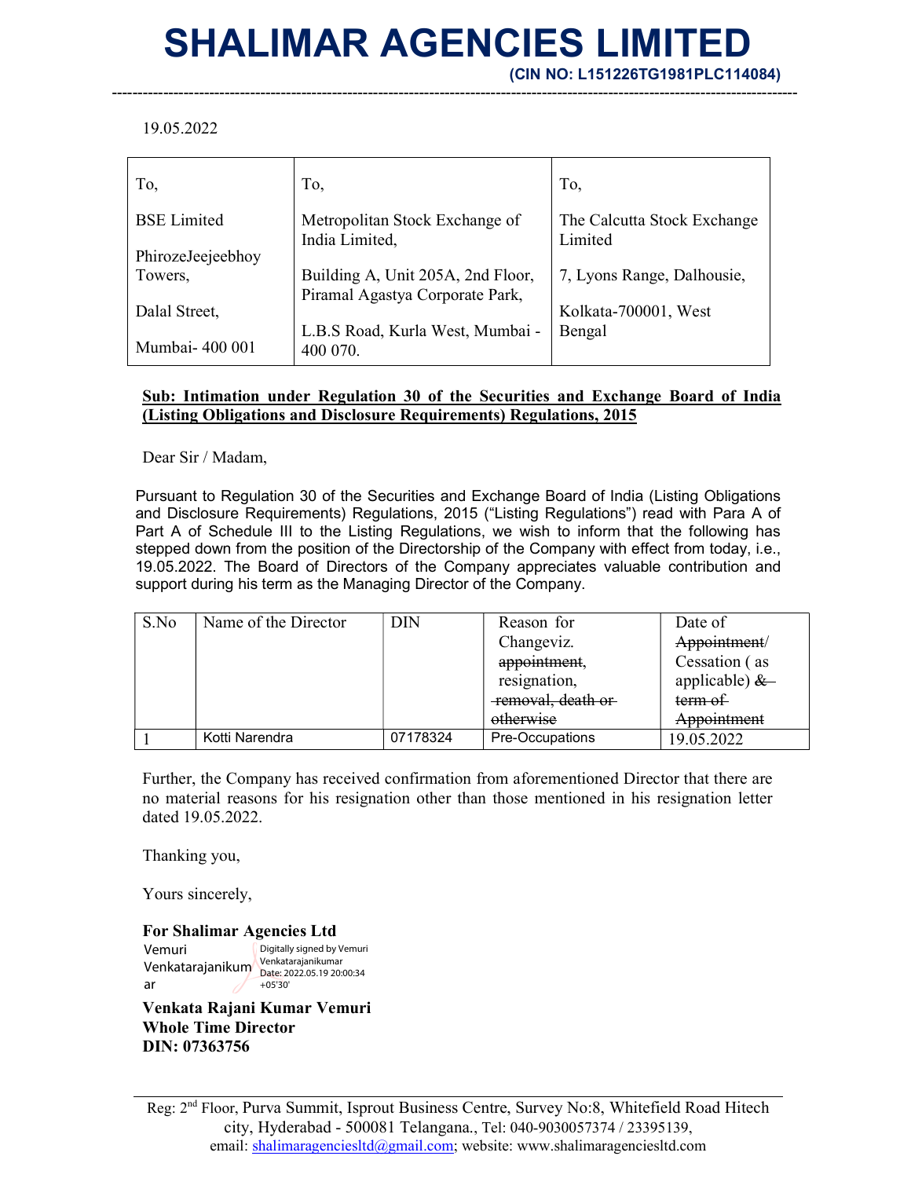# SHALIMAR AGENCIES LIMITED

**(CIN NO: L151226TG1981PLC114084)**

19.05.2022

| To, | To, | To, |
|---|---|---|
| BSE Limited<br>PhirozeJeejeebhoy Towers,<br>Dalal Street,<br>Mumbai- 400 001 | Metropolitan Stock Exchange of India Limited,<br>Building A, Unit 205A, 2nd Floor, Piramal Agastya Corporate Park,<br>L.B.S Road, Kurla West, Mumbai - 400 070. | The Calcutta Stock Exchange Limited<br>7, Lyons Range, Dalhousie,<br>Kolkata-700001, West Bengal |

**Sub: Intimation under Regulation 30 of the Securities and Exchange Board of India (Listing Obligations and Disclosure Requirements) Regulations, 2015**

Dear Sir / Madam,

Pursuant to Regulation 30 of the Securities and Exchange Board of India (Listing Obligations and Disclosure Requirements) Regulations, 2015 ("Listing Regulations") read with Para A of Part A of Schedule III to the Listing Regulations, we wish to inform that the following has stepped down from the position of the Directorship of the Company with effect from today, i.e., 19.05.2022. The Board of Directors of the Company appreciates valuable contribution and support during his term as the Managing Director of the Company.

| S.No | Name of the Director | DIN | Reason for Changeviz. ~~appointment~~, resignation, ~~removal, death or otherwise~~ | Date of ~~Appointment~~/ Cessation ( as applicable) ~~& term of Appointment~~ |
|---|---|---|---|---|
| 1 | Kotti Narendra | 07178324 | Pre-Occupations | 19.05.2022 |

Further, the Company has received confirmation from aforementioned Director that there are no material reasons for his resignation other than those mentioned in his resignation letter dated 19.05.2022.

Thanking you,

Yours sincerely,

**For Shalimar Agencies Ltd**

Vemuri Venkatarajanikumar

Digitally signed by Vemuri Venkatarajanikumar
Date: 2022.05.19 20:00:34 +05'30'

**Venkata Rajani Kumar Vemuri**
**Whole Time Director**
**DIN: 07363756**

Reg: 2nd Floor, Purva Summit, Isprout Business Centre, Survey No:8, Whitefield Road Hitech city, Hyderabad - 500081 Telangana., Tel: 040-9030057374 / 23395139, email: shalimaragenciesltd@gmail.com; website: www.shalimaragenciesltd.com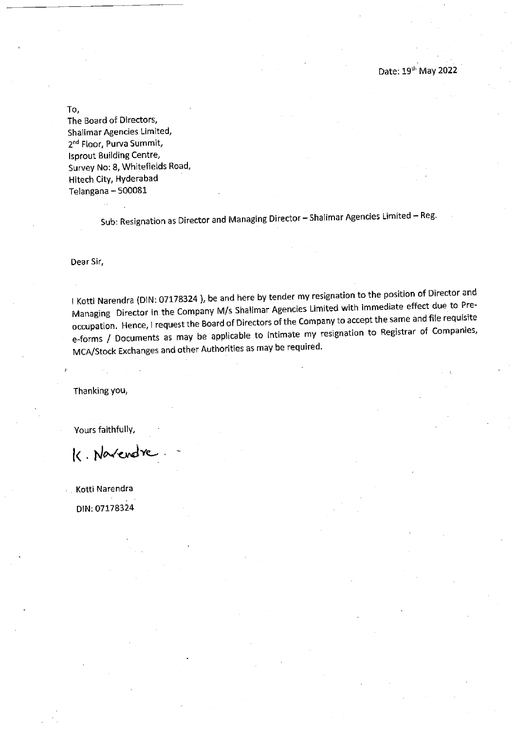Date: 19th May 2022

To,
The Board of Directors,
Shalimar Agencies Limited,
2nd Floor, Purva Summit,
Isprout Building Centre,
Survey No: 8, Whitefields Road,
Hitech City, Hyderabad
Telangana – 500081

Sub: Resignation as Director and Managing Director – Shalimar Agencies Limited – Reg.

Dear Sir,

I Kotti Narendra (DIN: 07178324 ), be and here by tender my resignation to the position of Director and Managing Director in the Company M/s Shalimar Agencies Limited with immediate effect due to Pre-occupation. Hence, I request the Board of Directors of the Company to accept the same and file requisite e-forms / Documents as may be applicable to intimate my resignation to Registrar of Companies, MCA/Stock Exchanges and other Authorities as may be required.

Thanking you,

Yours faithfully,

K. Narendra

Kotti Narendra
DIN: 07178324